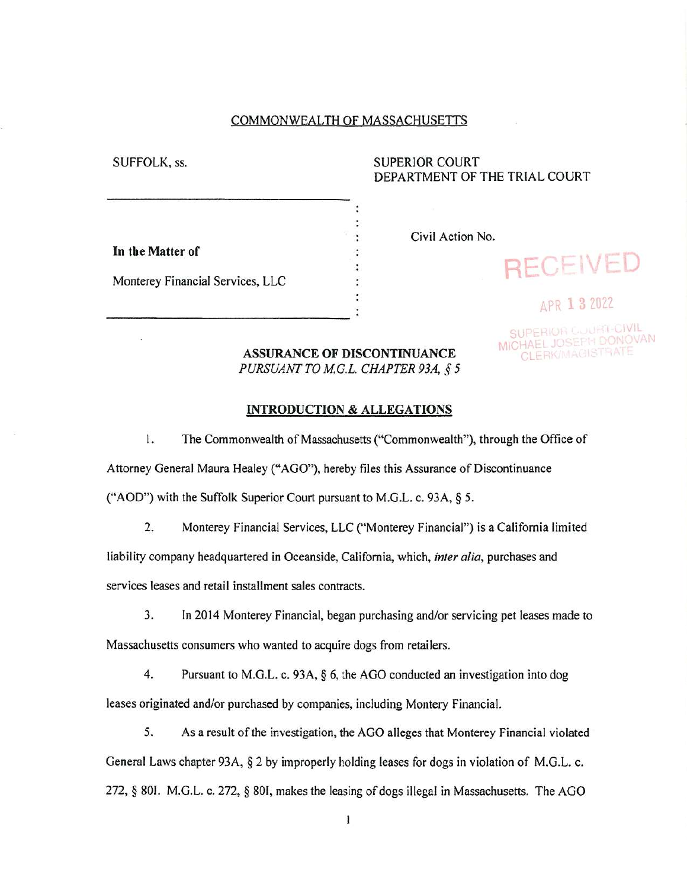COMMONWEALTH OF MASSACHUSETTS

SUFFOLK, ss.

SUPERIOR COURT
DEPARTMENT OF THE TRIAL COURT

**In the Matter of**

Monterey Financial Services, LLC

Civil Action No.

RECEIVED

APR 13 2022

SUPERIOR COURT-CIVIL
MICHAEL JOSEPH DONOVAN
CLERK/MAGISTRATE

**ASSURANCE OF DISCONTINUANCE**
*PURSUANT TO M.G.L. CHAPTER 93A, § 5*

**INTRODUCTION & ALLEGATIONS**

1. The Commonwealth of Massachusetts ("Commonwealth"), through the Office of Attorney General Maura Healey ("AGO"), hereby files this Assurance of Discontinuance ("AOD") with the Suffolk Superior Court pursuant to M.G.L. c. 93A, § 5.

2. Monterey Financial Services, LLC ("Monterey Financial") is a California limited liability company headquartered in Oceanside, California, which, *inter alia*, purchases and services leases and retail installment sales contracts.

3. In 2014 Monterey Financial, began purchasing and/or servicing pet leases made to Massachusetts consumers who wanted to acquire dogs from retailers.

4. Pursuant to M.G.L. c. 93A, § 6, the AGO conducted an investigation into dog leases originated and/or purchased by companies, including Montery Financial.

5. As a result of the investigation, the AGO alleges that Monterey Financial violated General Laws chapter 93A, § 2 by improperly holding leases for dogs in violation of M.G.L. c. 272, § 80I. M.G.L. c. 272, § 80I, makes the leasing of dogs illegal in Massachusetts. The AGO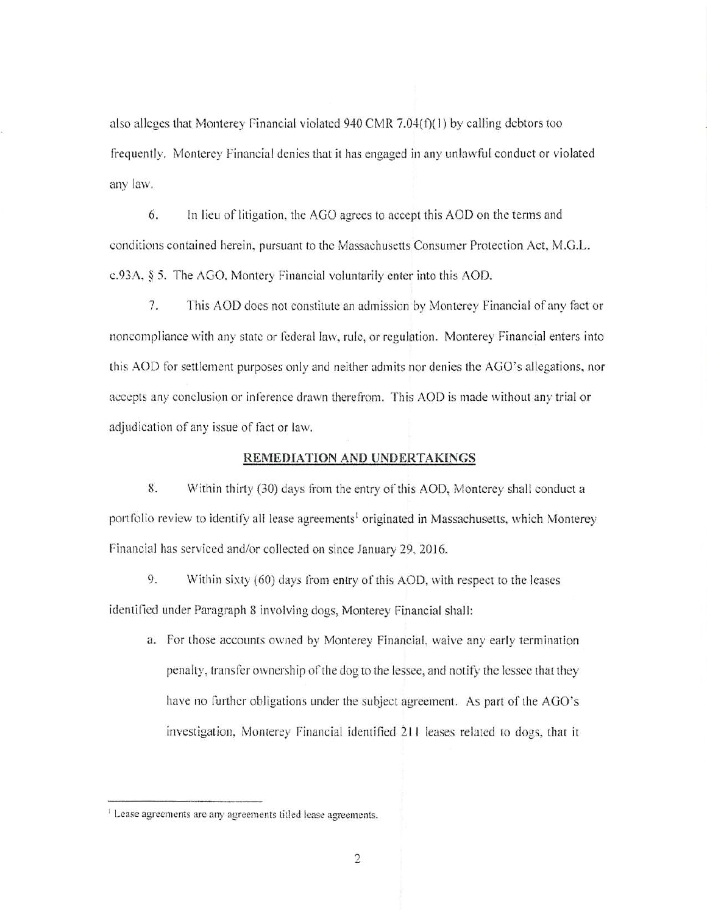also alleges that Monterey Financial violated 940 CMR 7.04(f)(1) by calling debtors too frequently. Monterey Financial denies that it has engaged in any unlawful conduct or violated any law.

6. In lieu of litigation, the AGO agrees to accept this AOD on the terms and conditions contained herein, pursuant to the Massachusetts Consumer Protection Act, M.G.L. c.93A, § 5. The AGO, Montery Financial voluntarily enter into this AOD.

7. This AOD does not constitute an admission by Monterey Financial of any fact or noncompliance with any state or federal law, rule, or regulation. Monterey Financial enters into this AOD for settlement purposes only and neither admits nor denies the AGO's allegations, nor accepts any conclusion or inference drawn therefrom. This AOD is made without any trial or adjudication of any issue of fact or law.

## REMEDIATION AND UNDERTAKINGS

8. Within thirty (30) days from the entry of this AOD, Monterey shall conduct a portfolio review to identify all lease agreements[1] originated in Massachusetts, which Monterey Financial has serviced and/or collected on since January 29, 2016.

9. Within sixty (60) days from entry of this AOD, with respect to the leases identified under Paragraph 8 involving dogs, Monterey Financial shall:

a. For those accounts owned by Monterey Financial, waive any early termination penalty, transfer ownership of the dog to the lessee, and notify the lessee that they have no further obligations under the subject agreement. As part of the AGO's investigation, Monterey Financial identified 211 leases related to dogs, that it

---

[1] Lease agreements are any agreements titled lease agreements.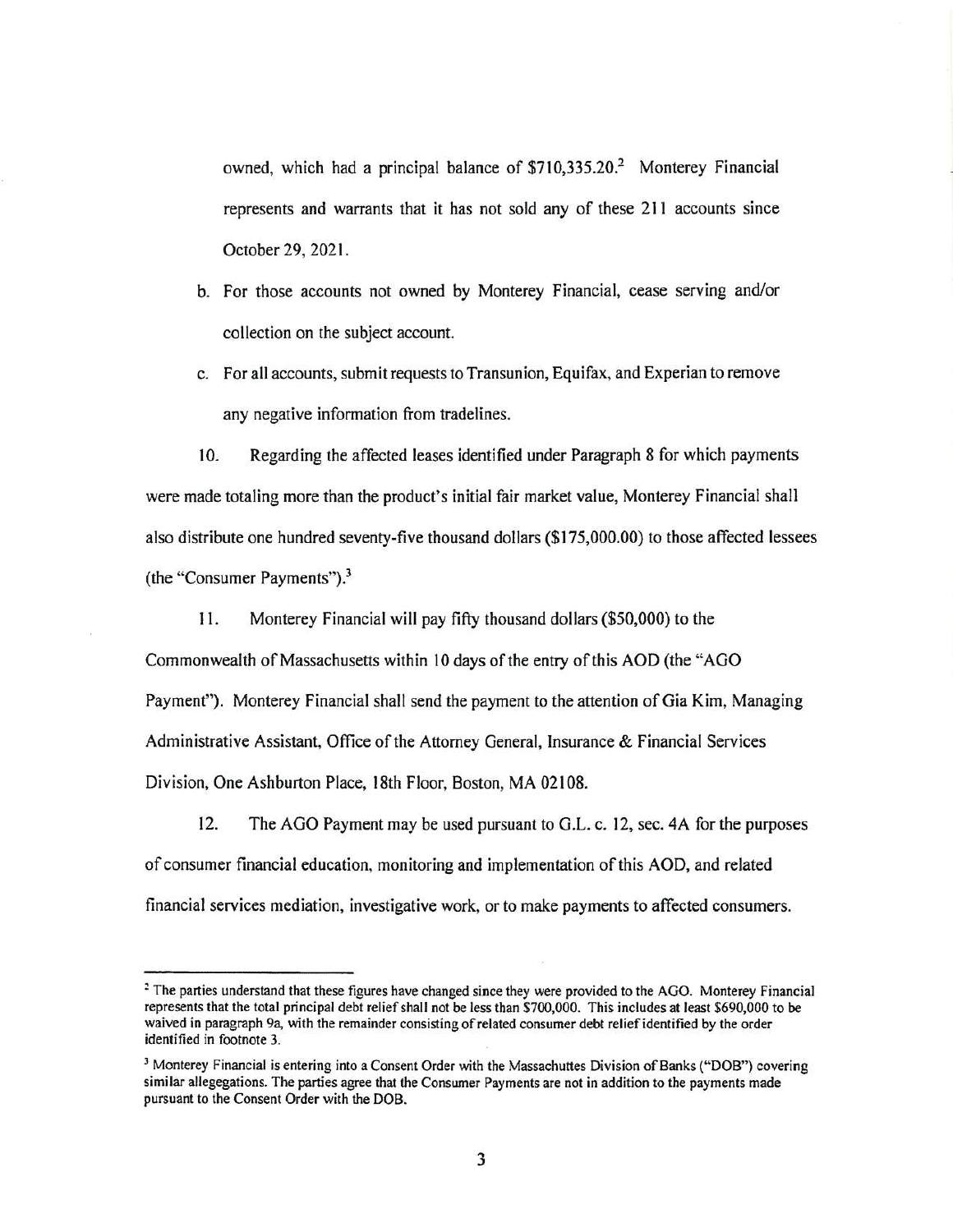owned, which had a principal balance of $710,335.20.[2] Monterey Financial represents and warrants that it has not sold any of these 211 accounts since October 29, 2021.

b. For those accounts not owned by Monterey Financial, cease serving and/or collection on the subject account.

c. For all accounts, submit requests to Transunion, Equifax, and Experian to remove any negative information from tradelines.

10. Regarding the affected leases identified under Paragraph 8 for which payments were made totaling more than the product's initial fair market value, Monterey Financial shall also distribute one hundred seventy-five thousand dollars ($175,000.00) to those affected lessees (the "Consumer Payments").[3]

11. Monterey Financial will pay fifty thousand dollars ($50,000) to the Commonwealth of Massachusetts within 10 days of the entry of this AOD (the "AGO Payment"). Monterey Financial shall send the payment to the attention of Gia Kim, Managing Administrative Assistant, Office of the Attorney General, Insurance & Financial Services Division, One Ashburton Place, 18th Floor, Boston, MA 02108.

12. The AGO Payment may be used pursuant to G.L. c. 12, sec. 4A for the purposes of consumer financial education, monitoring and implementation of this AOD, and related financial services mediation, investigative work, or to make payments to affected consumers.

---

[2] The parties understand that these figures have changed since they were provided to the AGO. Monterey Financial represents that the total principal debt relief shall not be less than $700,000. This includes at least $690,000 to be waived in paragraph 9a, with the remainder consisting of related consumer debt relief identified by the order identified in footnote 3.

[3] Monterey Financial is entering into a Consent Order with the Massachuttes Division of Banks ("DOB") covering similar allegegations. The parties agree that the Consumer Payments are not in addition to the payments made pursuant to the Consent Order with the DOB.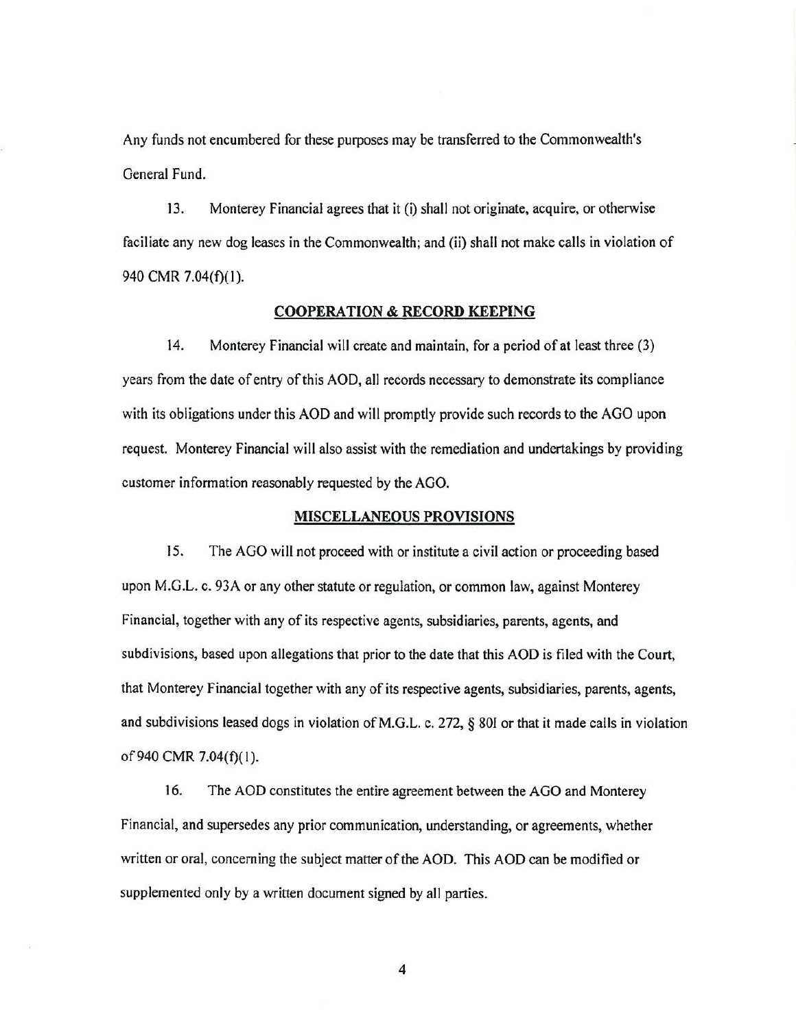Any funds not encumbered for these purposes may be transferred to the Commonwealth's General Fund.

13. Monterey Financial agrees that it (i) shall not originate, acquire, or otherwise faciliate any new dog leases in the Commonwealth; and (ii) shall not make calls in violation of 940 CMR 7.04(f)(1).

## COOPERATION & RECORD KEEPING

14. Monterey Financial will create and maintain, for a period of at least three (3) years from the date of entry of this AOD, all records necessary to demonstrate its compliance with its obligations under this AOD and will promptly provide such records to the AGO upon request. Monterey Financial will also assist with the remediation and undertakings by providing customer information reasonably requested by the AGO.

## MISCELLANEOUS PROVISIONS

15. The AGO will not proceed with or institute a civil action or proceeding based upon M.G.L. c. 93A or any other statute or regulation, or common law, against Monterey Financial, together with any of its respective agents, subsidiaries, parents, agents, and subdivisions, based upon allegations that prior to the date that this AOD is filed with the Court, that Monterey Financial together with any of its respective agents, subsidiaries, parents, agents, and subdivisions leased dogs in violation of M.G.L. c. 272, § 80I or that it made calls in violation of 940 CMR 7.04(f)(1).

16. The AOD constitutes the entire agreement between the AGO and Monterey Financial, and supersedes any prior communication, understanding, or agreements, whether written or oral, concerning the subject matter of the AOD. This AOD can be modified or supplemented only by a written document signed by all parties.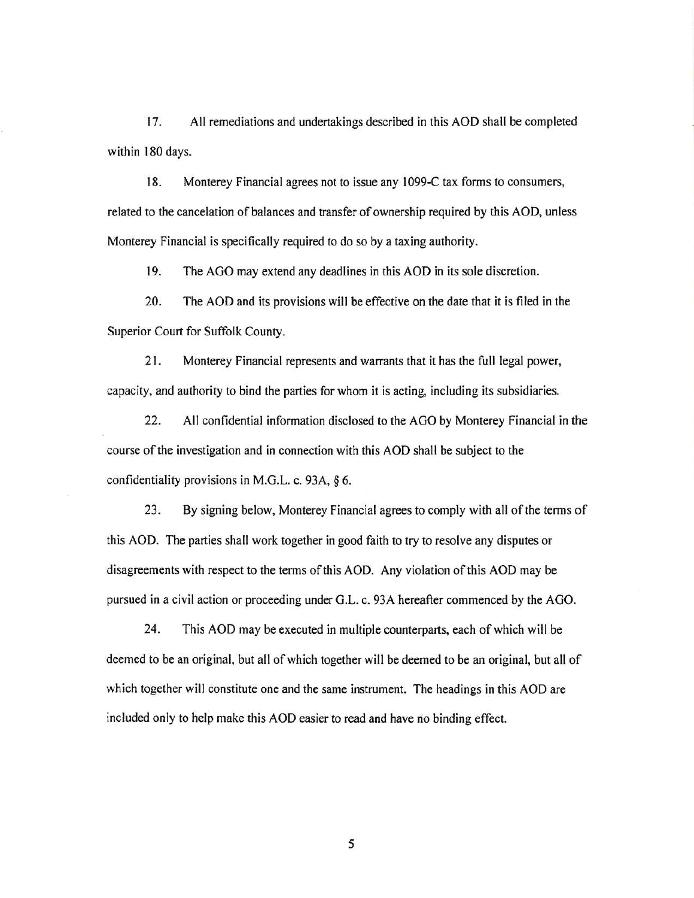17. All remediations and undertakings described in this AOD shall be completed within 180 days.

18. Monterey Financial agrees not to issue any 1099-C tax forms to consumers, related to the cancelation of balances and transfer of ownership required by this AOD, unless Monterey Financial is specifically required to do so by a taxing authority.

19. The AGO may extend any deadlines in this AOD in its sole discretion.

20. The AOD and its provisions will be effective on the date that it is filed in the Superior Court for Suffolk County.

21. Monterey Financial represents and warrants that it has the full legal power, capacity, and authority to bind the parties for whom it is acting, including its subsidiaries.

22. All confidential information disclosed to the AGO by Monterey Financial in the course of the investigation and in connection with this AOD shall be subject to the confidentiality provisions in M.G.L. c. 93A, § 6.

23. By signing below, Monterey Financial agrees to comply with all of the terms of this AOD. The parties shall work together in good faith to try to resolve any disputes or disagreements with respect to the terms of this AOD. Any violation of this AOD may be pursued in a civil action or proceeding under G.L. c. 93A hereafter commenced by the AGO.

24. This AOD may be executed in multiple counterparts, each of which will be deemed to be an original, but all of which together will be deemed to be an original, but all of which together will constitute one and the same instrument. The headings in this AOD are included only to help make this AOD easier to read and have no binding effect.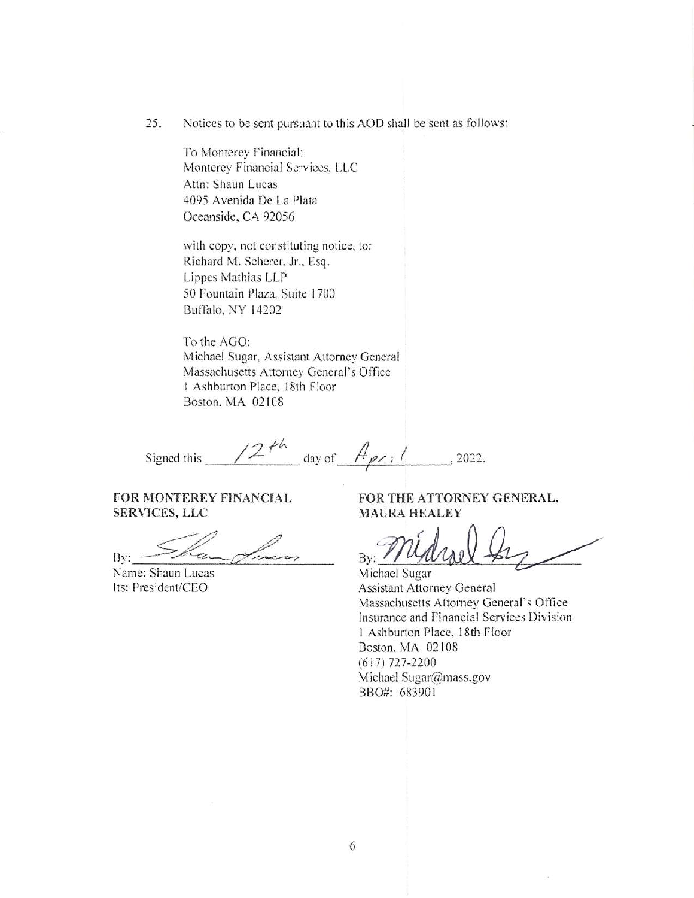25. Notices to be sent pursuant to this AOD shall be sent as follows:

To Monterey Financial:
Monterey Financial Services, LLC
Attn: Shaun Lucas
4095 Avenida De La Plata
Oceanside, CA 92056

with copy, not constituting notice, to:
Richard M. Scherer, Jr., Esq.
Lippes Mathias LLP
50 Fountain Plaza, Suite 1700
Buffalo, NY 14202

To the AGO:
Michael Sugar, Assistant Attorney General
Massachusetts Attorney General's Office
1 Ashburton Place, 18th Floor
Boston, MA 02108

Signed this 12th day of April, 2022.

**FOR MONTEREY FINANCIAL SERVICES, LLC**

By: ______________________
Name: Shaun Lucas
Its: President/CEO

**FOR THE ATTORNEY GENERAL, MAURA HEALEY**

By: ______________________
Michael Sugar
Assistant Attorney General
Massachusetts Attorney General's Office
Insurance and Financial Services Division
1 Ashburton Place, 18th Floor
Boston, MA 02108
(617) 727-2200
Michael Sugar@mass.gov
BBO#: 683901